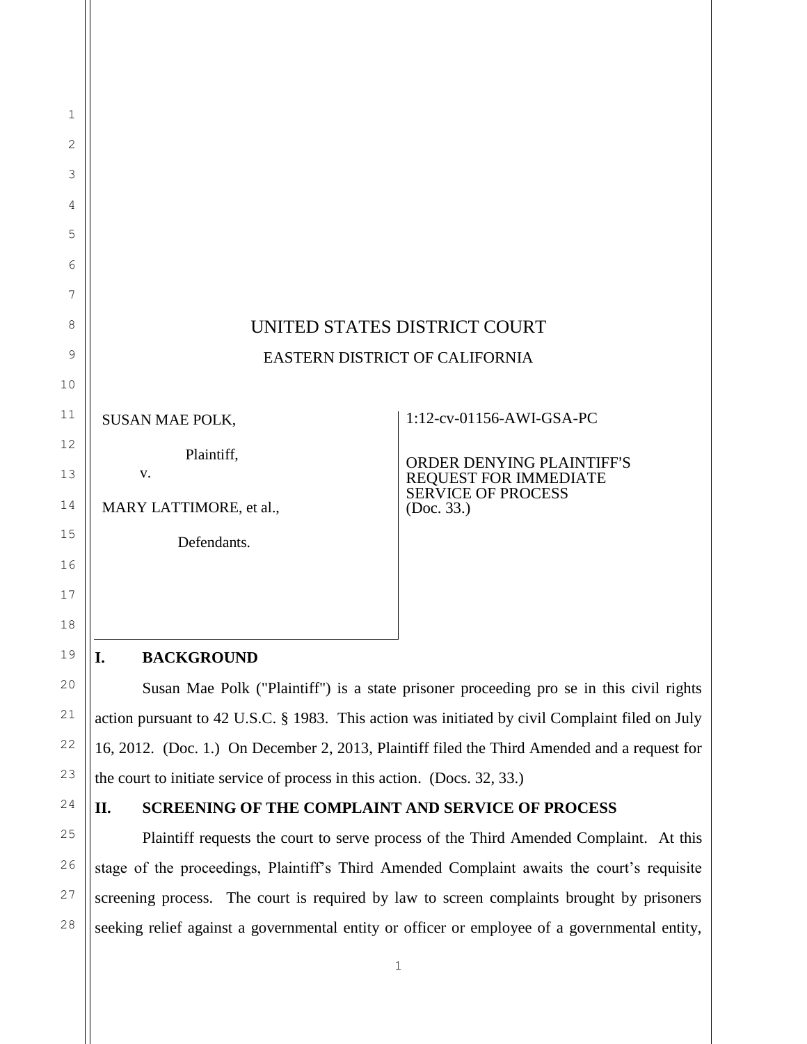UNITED STATES DISTRICT COURT

EASTERN DISTRICT OF CALIFORNIA

| | |
|---|---|
| SUSAN MAE POLK,<br><br>Plaintiff,<br><br>v.<br><br>MARY LATTIMORE, et al.,<br><br>Defendants. | 1:12-cv-01156-AWI-GSA-PC<br><br>ORDER DENYING PLAINTIFF'S REQUEST FOR IMMEDIATE SERVICE OF PROCESS<br>(Doc. 33.) |

## I. BACKGROUND

Susan Mae Polk ("Plaintiff") is a state prisoner proceeding pro se in this civil rights action pursuant to 42 U.S.C. § 1983. This action was initiated by civil Complaint filed on July 16, 2012. (Doc. 1.) On December 2, 2013, Plaintiff filed the Third Amended and a request for the court to initiate service of process in this action. (Docs. 32, 33.)

## II. SCREENING OF THE COMPLAINT AND SERVICE OF PROCESS

Plaintiff requests the court to serve process of the Third Amended Complaint. At this stage of the proceedings, Plaintiff's Third Amended Complaint awaits the court's requisite screening process. The court is required by law to screen complaints brought by prisoners seeking relief against a governmental entity or officer or employee of a governmental entity,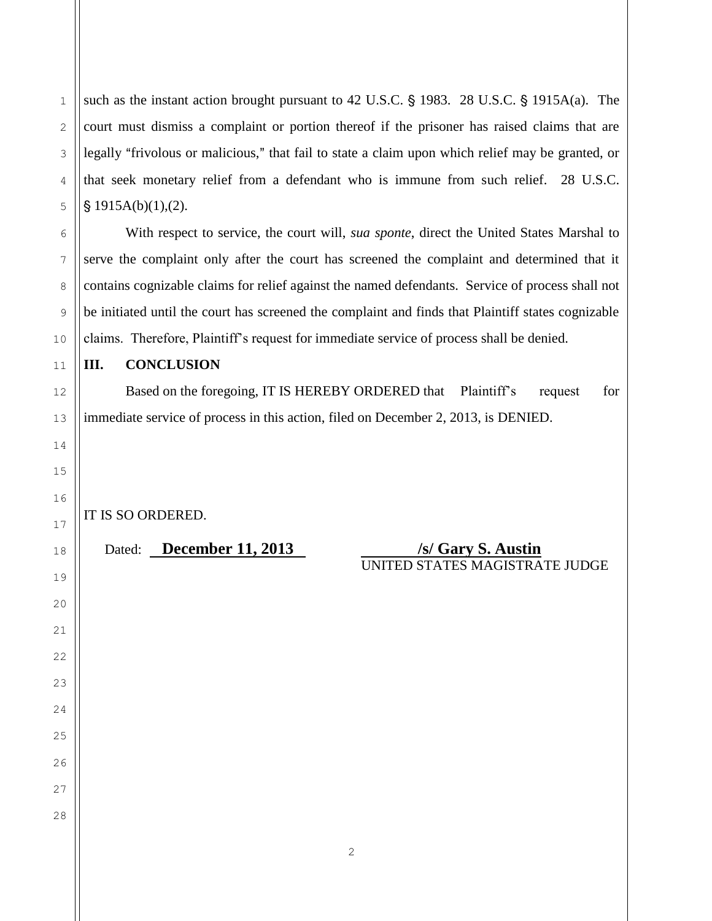such as the instant action brought pursuant to 42 U.S.C. § 1983. 28 U.S.C. § 1915A(a). The court must dismiss a complaint or portion thereof if the prisoner has raised claims that are legally "frivolous or malicious," that fail to state a claim upon which relief may be granted, or that seek monetary relief from a defendant who is immune from such relief. 28 U.S.C. § 1915A(b)(1),(2).

With respect to service, the court will, *sua sponte*, direct the United States Marshal to serve the complaint only after the court has screened the complaint and determined that it contains cognizable claims for relief against the named defendants. Service of process shall not be initiated until the court has screened the complaint and finds that Plaintiff states cognizable claims. Therefore, Plaintiff's request for immediate service of process shall be denied.

## III. CONCLUSION

Based on the foregoing, IT IS HEREBY ORDERED that Plaintiff's request for immediate service of process in this action, filed on December 2, 2013, is DENIED.

IT IS SO ORDERED.

Dated: **December 11, 2013**

**/s/ Gary S. Austin**
UNITED STATES MAGISTRATE JUDGE